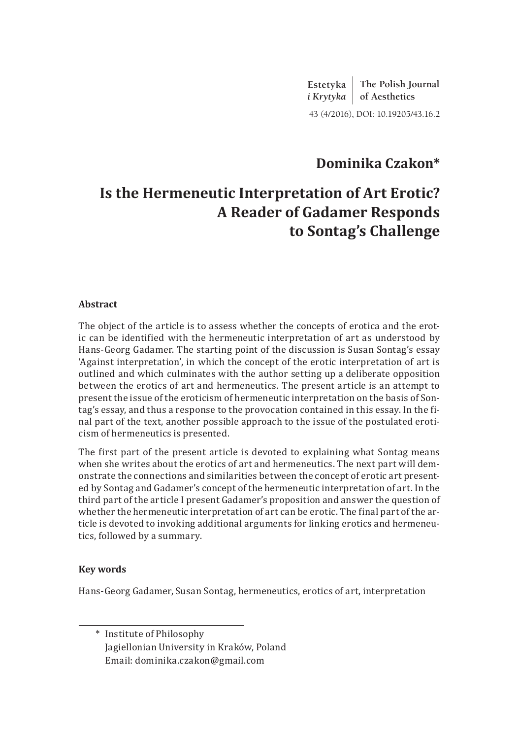Estetyka i Krytyka | The Polish Journal of Aesthetics

43 (4/2016), DOI: 10.19205/43.16.2

**Dominika Czakon***

# Is the Hermeneutic Interpretation of Art Erotic? A Reader of Gadamer Responds to Sontag's Challenge

### Abstract

The object of the article is to assess whether the concepts of erotica and the erotic can be identified with the hermeneutic interpretation of art as understood by Hans-Georg Gadamer. The starting point of the discussion is Susan Sontag's essay 'Against interpretation', in which the concept of the erotic interpretation of art is outlined and which culminates with the author setting up a deliberate opposition between the erotics of art and hermeneutics. The present article is an attempt to present the issue of the eroticism of hermeneutic interpretation on the basis of Sontag's essay, and thus a response to the provocation contained in this essay. In the final part of the text, another possible approach to the issue of the postulated eroticism of hermeneutics is presented.

The first part of the present article is devoted to explaining what Sontag means when she writes about the erotics of art and hermeneutics. The next part will demonstrate the connections and similarities between the concept of erotic art presented by Sontag and Gadamer's concept of the hermeneutic interpretation of art. In the third part of the article I present Gadamer's proposition and answer the question of whether the hermeneutic interpretation of art can be erotic. The final part of the article is devoted to invoking additional arguments for linking erotics and hermeneutics, followed by a summary.

### Key words

Hans-Georg Gadamer, Susan Sontag, hermeneutics, erotics of art, interpretation

---

\* Institute of Philosophy
Jagiellonian University in Kraków, Poland
Email: dominika.czakon@gmail.com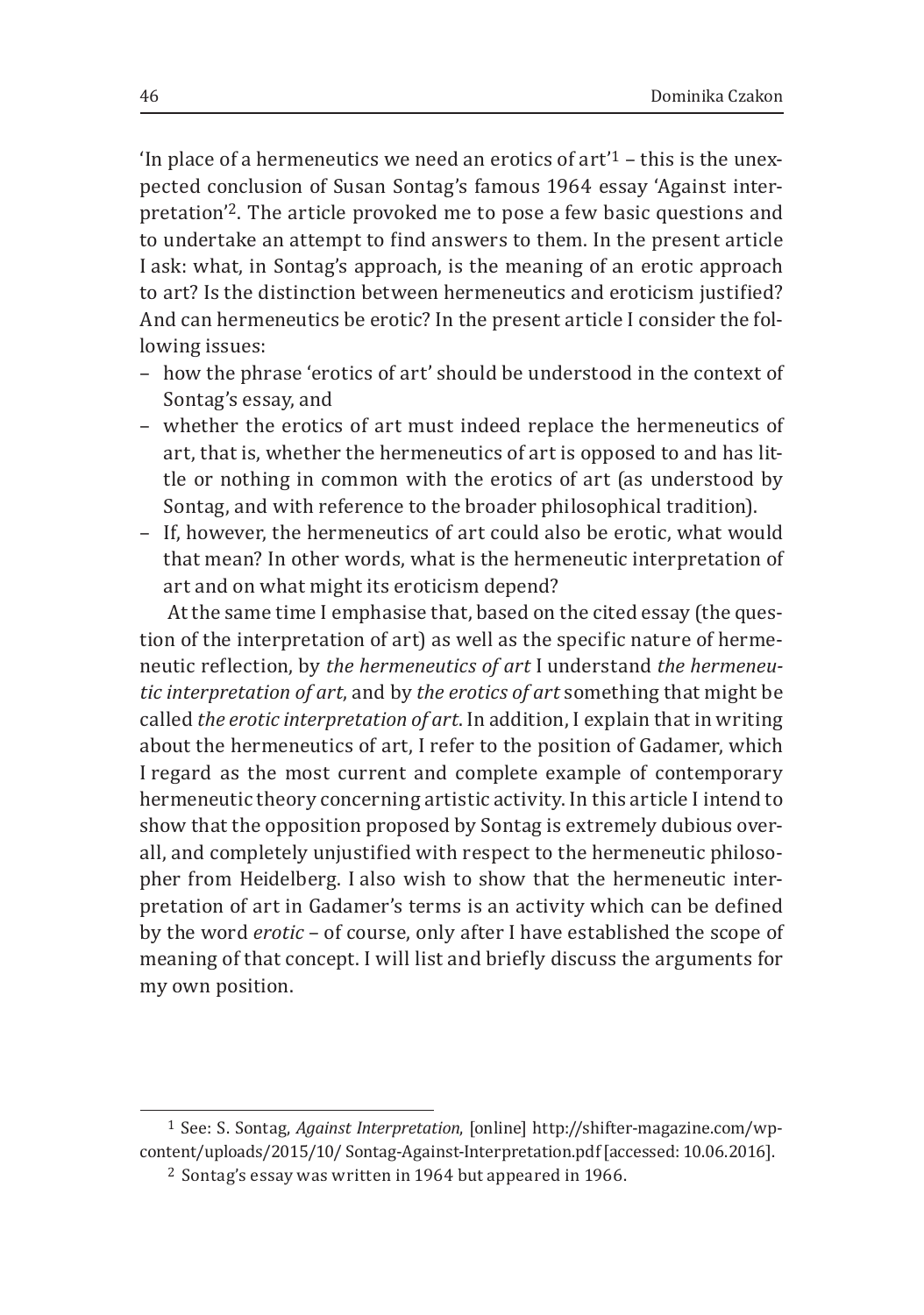'In place of a hermeneutics we need an erotics of art'[1] – this is the unexpected conclusion of Susan Sontag's famous 1964 essay 'Against interpretation'[2]. The article provoked me to pose a few basic questions and to undertake an attempt to find answers to them. In the present article I ask: what, in Sontag's approach, is the meaning of an erotic approach to art? Is the distinction between hermeneutics and eroticism justified? And can hermeneutics be erotic? In the present article I consider the following issues:

– how the phrase 'erotics of art' should be understood in the context of Sontag's essay, and
– whether the erotics of art must indeed replace the hermeneutics of art, that is, whether the hermeneutics of art is opposed to and has little or nothing in common with the erotics of art (as understood by Sontag, and with reference to the broader philosophical tradition).
– If, however, the hermeneutics of art could also be erotic, what would that mean? In other words, what is the hermeneutic interpretation of art and on what might its eroticism depend?

At the same time I emphasise that, based on the cited essay (the question of the interpretation of art) as well as the specific nature of hermeneutic reflection, by *the hermeneutics of art* I understand *the hermeneutic interpretation of art*, and by *the erotics of art* something that might be called *the erotic interpretation of art*. In addition, I explain that in writing about the hermeneutics of art, I refer to the position of Gadamer, which I regard as the most current and complete example of contemporary hermeneutic theory concerning artistic activity. In this article I intend to show that the opposition proposed by Sontag is extremely dubious overall, and completely unjustified with respect to the hermeneutic philosopher from Heidelberg. I also wish to show that the hermeneutic interpretation of art in Gadamer's terms is an activity which can be defined by the word *erotic* – of course, only after I have established the scope of meaning of that concept. I will list and briefly discuss the arguments for my own position.

---

[1] See: S. Sontag, *Against Interpretation*, [online] http://shifter-magazine.com/wp-content/uploads/2015/10/ Sontag-Against-Interpretation.pdf [accessed: 10.06.2016].

[2] Sontag's essay was written in 1964 but appeared in 1966.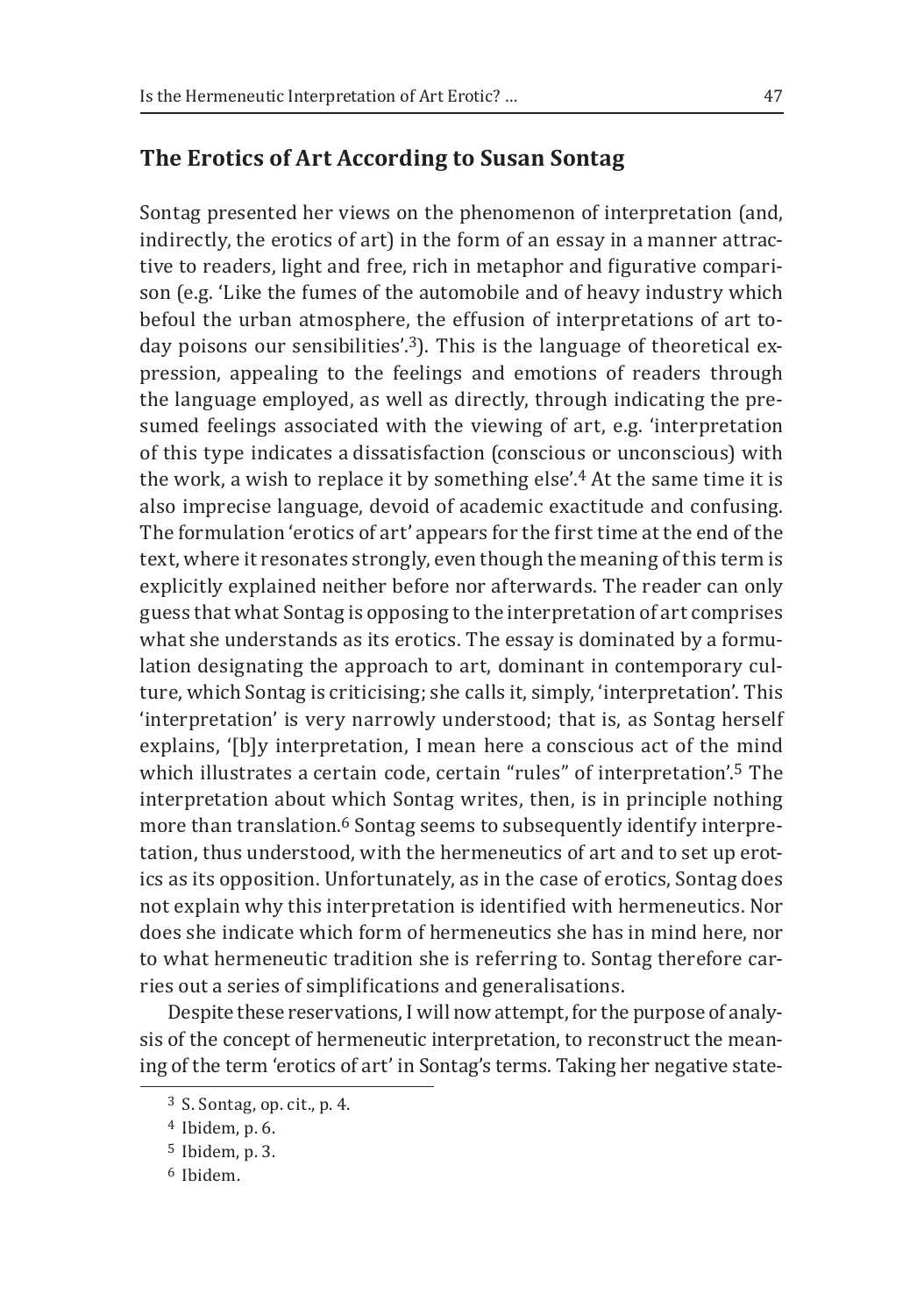## The Erotics of Art According to Susan Sontag

Sontag presented her views on the phenomenon of interpretation (and, indirectly, the erotics of art) in the form of an essay in a manner attractive to readers, light and free, rich in metaphor and figurative comparison (e.g. 'Like the fumes of the automobile and of heavy industry which befoul the urban atmosphere, the effusion of interpretations of art today poisons our sensibilities'.[3]). This is the language of theoretical expression, appealing to the feelings and emotions of readers through the language employed, as well as directly, through indicating the presumed feelings associated with the viewing of art, e.g. 'interpretation of this type indicates a dissatisfaction (conscious or unconscious) with the work, a wish to replace it by something else'.[4] At the same time it is also imprecise language, devoid of academic exactitude and confusing. The formulation 'erotics of art' appears for the first time at the end of the text, where it resonates strongly, even though the meaning of this term is explicitly explained neither before nor afterwards. The reader can only guess that what Sontag is opposing to the interpretation of art comprises what she understands as its erotics. The essay is dominated by a formulation designating the approach to art, dominant in contemporary culture, which Sontag is criticising; she calls it, simply, 'interpretation'. This 'interpretation' is very narrowly understood; that is, as Sontag herself explains, '[b]y interpretation, I mean here a conscious act of the mind which illustrates a certain code, certain "rules" of interpretation'.[5] The interpretation about which Sontag writes, then, is in principle nothing more than translation.[6] Sontag seems to subsequently identify interpretation, thus understood, with the hermeneutics of art and to set up erotics as its opposition. Unfortunately, as in the case of erotics, Sontag does not explain why this interpretation is identified with hermeneutics. Nor does she indicate which form of hermeneutics she has in mind here, nor to what hermeneutic tradition she is referring to. Sontag therefore carries out a series of simplifications and generalisations.

Despite these reservations, I will now attempt, for the purpose of analysis of the concept of hermeneutic interpretation, to reconstruct the meaning of the term 'erotics of art' in Sontag's terms. Taking her negative state-

[3] S. Sontag, op. cit., p. 4.

[4] Ibidem, p. 6.

[5] Ibidem, p. 3.

[6] Ibidem.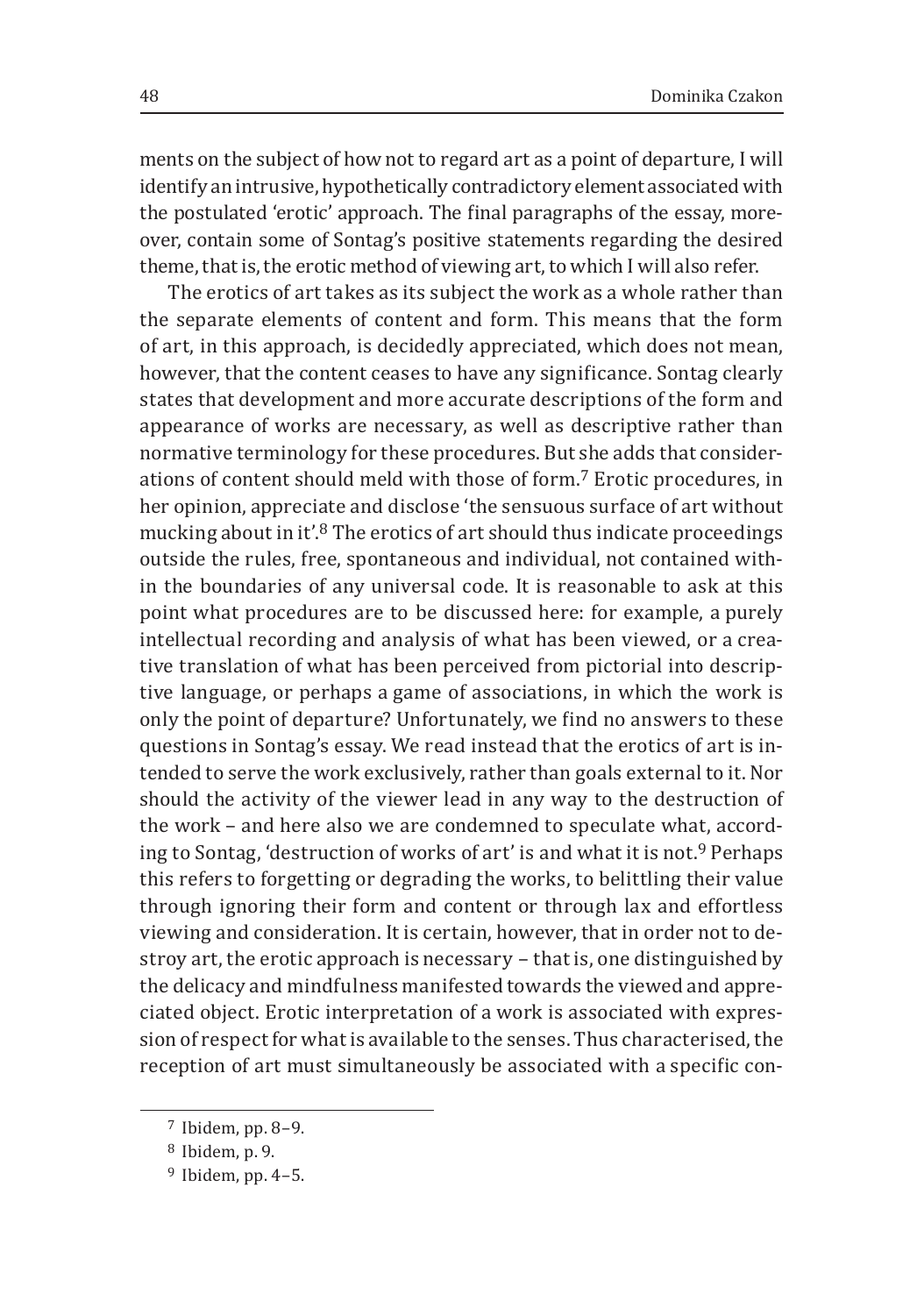ments on the subject of how not to regard art as a point of departure, I will identify an intrusive, hypothetically contradictory element associated with the postulated 'erotic' approach. The final paragraphs of the essay, moreover, contain some of Sontag's positive statements regarding the desired theme, that is, the erotic method of viewing art, to which I will also refer.

The erotics of art takes as its subject the work as a whole rather than the separate elements of content and form. This means that the form of art, in this approach, is decidedly appreciated, which does not mean, however, that the content ceases to have any significance. Sontag clearly states that development and more accurate descriptions of the form and appearance of works are necessary, as well as descriptive rather than normative terminology for these procedures. But she adds that considerations of content should meld with those of form.[7] Erotic procedures, in her opinion, appreciate and disclose 'the sensuous surface of art without mucking about in it'.[8] The erotics of art should thus indicate proceedings outside the rules, free, spontaneous and individual, not contained within the boundaries of any universal code. It is reasonable to ask at this point what procedures are to be discussed here: for example, a purely intellectual recording and analysis of what has been viewed, or a creative translation of what has been perceived from pictorial into descriptive language, or perhaps a game of associations, in which the work is only the point of departure? Unfortunately, we find no answers to these questions in Sontag's essay. We read instead that the erotics of art is intended to serve the work exclusively, rather than goals external to it. Nor should the activity of the viewer lead in any way to the destruction of the work – and here also we are condemned to speculate what, according to Sontag, 'destruction of works of art' is and what it is not.[9] Perhaps this refers to forgetting or degrading the works, to belittling their value through ignoring their form and content or through lax and effortless viewing and consideration. It is certain, however, that in order not to destroy art, the erotic approach is necessary – that is, one distinguished by the delicacy and mindfulness manifested towards the viewed and appreciated object. Erotic interpretation of a work is associated with expression of respect for what is available to the senses. Thus characterised, the reception of art must simultaneously be associated with a specific con-

[7] Ibidem, pp. 8–9.

[8] Ibidem, p. 9.

[9] Ibidem, pp. 4–5.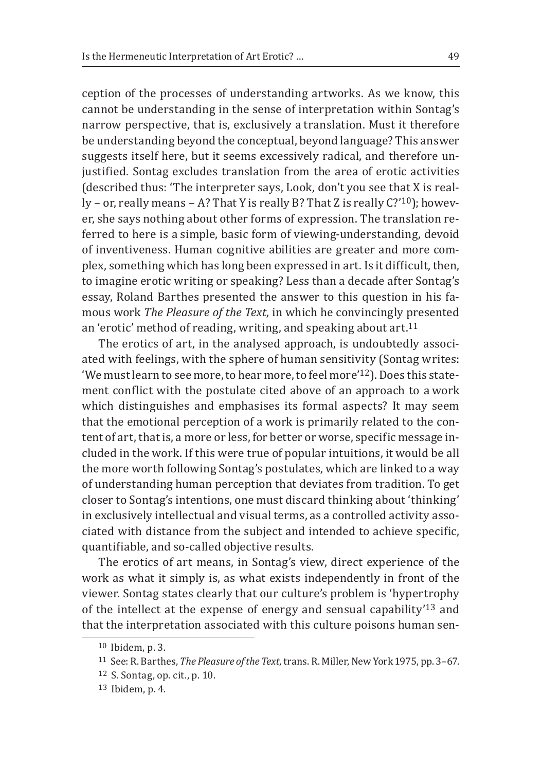ception of the processes of understanding artworks. As we know, this cannot be understanding in the sense of interpretation within Sontag's narrow perspective, that is, exclusively a translation. Must it therefore be understanding beyond the conceptual, beyond language? This answer suggests itself here, but it seems excessively radical, and therefore unjustified. Sontag excludes translation from the area of erotic activities (described thus: 'The interpreter says, Look, don't you see that X is really – or, really means – A? That Y is really B? That Z is really C?'[10]); however, she says nothing about other forms of expression. The translation referred to here is a simple, basic form of viewing-understanding, devoid of inventiveness. Human cognitive abilities are greater and more complex, something which has long been expressed in art. Is it difficult, then, to imagine erotic writing or speaking? Less than a decade after Sontag's essay, Roland Barthes presented the answer to this question in his famous work *The Pleasure of the Text*, in which he convincingly presented an 'erotic' method of reading, writing, and speaking about art.[11]

The erotics of art, in the analysed approach, is undoubtedly associated with feelings, with the sphere of human sensitivity (Sontag writes: 'We must learn to see more, to hear more, to feel more'[12]). Does this statement conflict with the postulate cited above of an approach to a work which distinguishes and emphasises its formal aspects? It may seem that the emotional perception of a work is primarily related to the content of art, that is, a more or less, for better or worse, specific message included in the work. If this were true of popular intuitions, it would be all the more worth following Sontag's postulates, which are linked to a way of understanding human perception that deviates from tradition. To get closer to Sontag's intentions, one must discard thinking about 'thinking' in exclusively intellectual and visual terms, as a controlled activity associated with distance from the subject and intended to achieve specific, quantifiable, and so-called objective results.

The erotics of art means, in Sontag's view, direct experience of the work as what it simply is, as what exists independently in front of the viewer. Sontag states clearly that our culture's problem is 'hypertrophy of the intellect at the expense of energy and sensual capability'[13] and that the interpretation associated with this culture poisons human sen-

---

[10] Ibidem, p. 3.

[11] See: R. Barthes, *The Pleasure of the Text*, trans. R. Miller, New York 1975, pp. 3–67.

[12] S. Sontag, op. cit., p. 10.

[13] Ibidem, p. 4.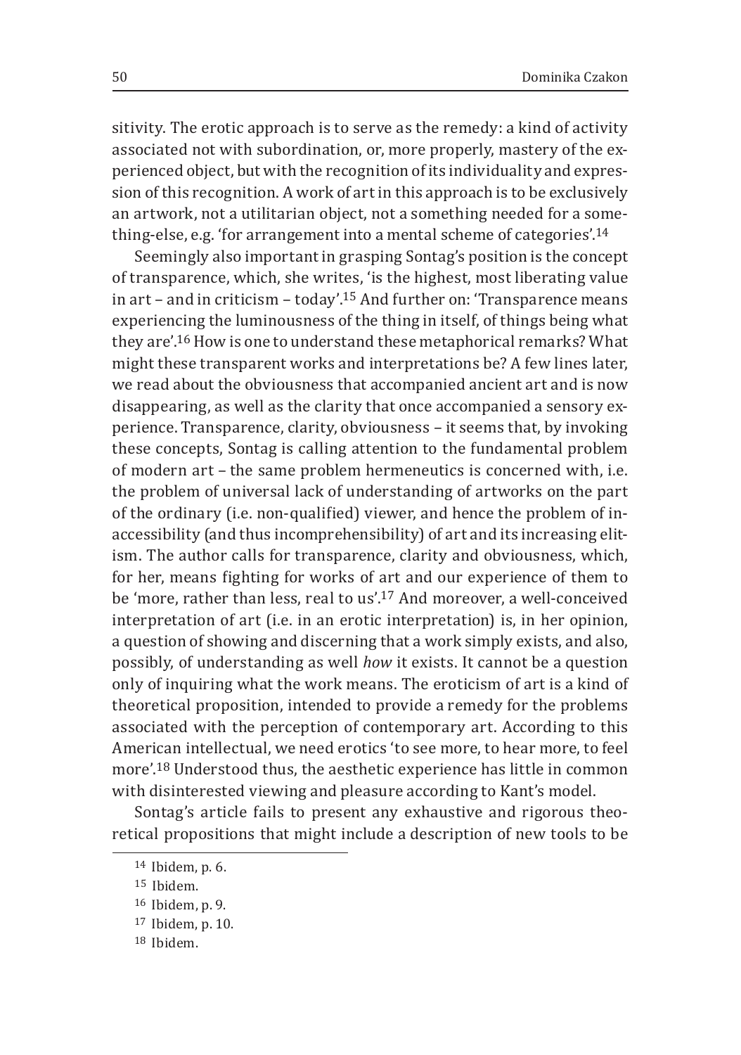sitivity. The erotic approach is to serve as the remedy: a kind of activity associated not with subordination, or, more properly, mastery of the experienced object, but with the recognition of its individuality and expression of this recognition. A work of art in this approach is to be exclusively an artwork, not a utilitarian object, not a something needed for a something-else, e.g. 'for arrangement into a mental scheme of categories'.[14]

Seemingly also important in grasping Sontag's position is the concept of transparence, which, she writes, 'is the highest, most liberating value in art – and in criticism – today'.[15] And further on: 'Transparence means experiencing the luminousness of the thing in itself, of things being what they are'.[16] How is one to understand these metaphorical remarks? What might these transparent works and interpretations be? A few lines later, we read about the obviousness that accompanied ancient art and is now disappearing, as well as the clarity that once accompanied a sensory experience. Transparence, clarity, obviousness – it seems that, by invoking these concepts, Sontag is calling attention to the fundamental problem of modern art – the same problem hermeneutics is concerned with, i.e. the problem of universal lack of understanding of artworks on the part of the ordinary (i.e. non-qualified) viewer, and hence the problem of inaccessibility (and thus incomprehensibility) of art and its increasing elitism. The author calls for transparence, clarity and obviousness, which, for her, means fighting for works of art and our experience of them to be 'more, rather than less, real to us'.[17] And moreover, a well-conceived interpretation of art (i.e. in an erotic interpretation) is, in her opinion, a question of showing and discerning that a work simply exists, and also, possibly, of understanding as well *how* it exists. It cannot be a question only of inquiring what the work means. The eroticism of art is a kind of theoretical proposition, intended to provide a remedy for the problems associated with the perception of contemporary art. According to this American intellectual, we need erotics 'to see more, to hear more, to feel more'.[18] Understood thus, the aesthetic experience has little in common with disinterested viewing and pleasure according to Kant's model.

Sontag's article fails to present any exhaustive and rigorous theoretical propositions that might include a description of new tools to be

---

[14] Ibidem, p. 6.

[15] Ibidem.

[16] Ibidem, p. 9.

[17] Ibidem, p. 10.

[18] Ibidem.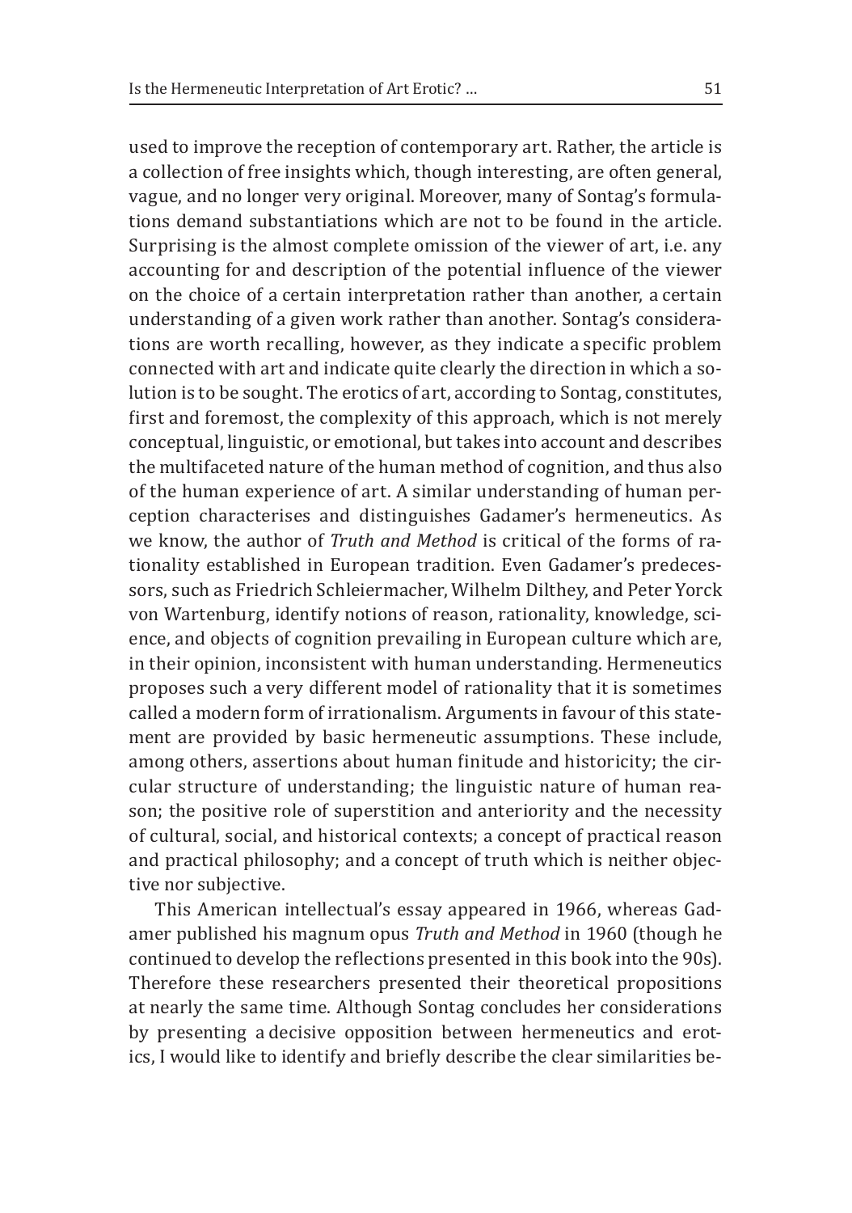used to improve the reception of contemporary art. Rather, the article is a collection of free insights which, though interesting, are often general, vague, and no longer very original. Moreover, many of Sontag's formulations demand substantiations which are not to be found in the article. Surprising is the almost complete omission of the viewer of art, i.e. any accounting for and description of the potential influence of the viewer on the choice of a certain interpretation rather than another, a certain understanding of a given work rather than another. Sontag's considerations are worth recalling, however, as they indicate a specific problem connected with art and indicate quite clearly the direction in which a solution is to be sought. The erotics of art, according to Sontag, constitutes, first and foremost, the complexity of this approach, which is not merely conceptual, linguistic, or emotional, but takes into account and describes the multifaceted nature of the human method of cognition, and thus also of the human experience of art. A similar understanding of human perception characterises and distinguishes Gadamer's hermeneutics. As we know, the author of *Truth and Method* is critical of the forms of rationality established in European tradition. Even Gadamer's predecessors, such as Friedrich Schleiermacher, Wilhelm Dilthey, and Peter Yorck von Wartenburg, identify notions of reason, rationality, knowledge, science, and objects of cognition prevailing in European culture which are, in their opinion, inconsistent with human understanding. Hermeneutics proposes such a very different model of rationality that it is sometimes called a modern form of irrationalism. Arguments in favour of this statement are provided by basic hermeneutic assumptions. These include, among others, assertions about human finitude and historicity; the circular structure of understanding; the linguistic nature of human reason; the positive role of superstition and anteriority and the necessity of cultural, social, and historical contexts; a concept of practical reason and practical philosophy; and a concept of truth which is neither objective nor subjective.

This American intellectual's essay appeared in 1966, whereas Gadamer published his magnum opus *Truth and Method* in 1960 (though he continued to develop the reflections presented in this book into the 90s). Therefore these researchers presented their theoretical propositions at nearly the same time. Although Sontag concludes her considerations by presenting a decisive opposition between hermeneutics and erotics, I would like to identify and briefly describe the clear similarities be-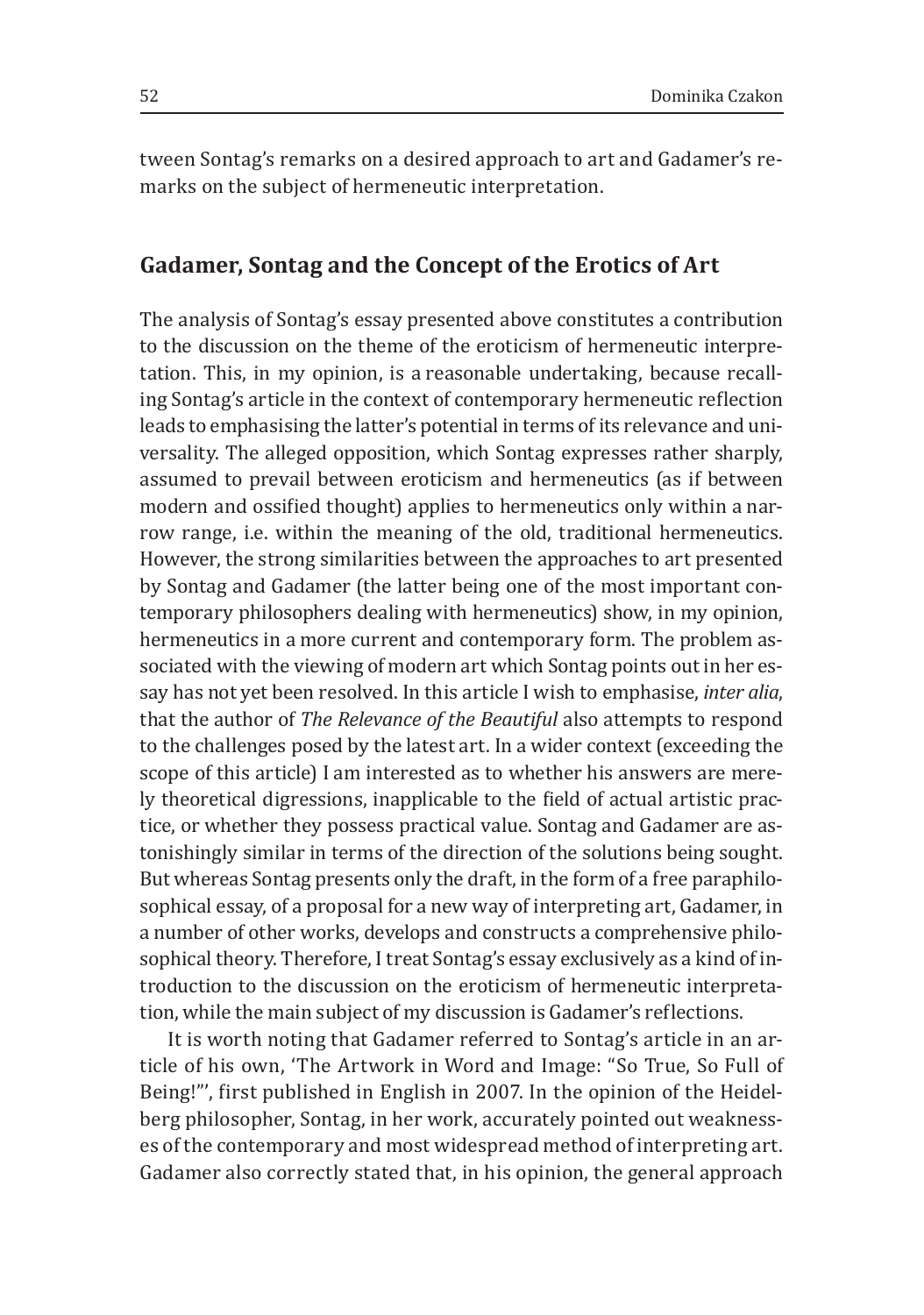tween Sontag's remarks on a desired approach to art and Gadamer's remarks on the subject of hermeneutic interpretation.

## Gadamer, Sontag and the Concept of the Erotics of Art

The analysis of Sontag's essay presented above constitutes a contribution to the discussion on the theme of the eroticism of hermeneutic interpretation. This, in my opinion, is a reasonable undertaking, because recalling Sontag's article in the context of contemporary hermeneutic reflection leads to emphasising the latter's potential in terms of its relevance and universality. The alleged opposition, which Sontag expresses rather sharply, assumed to prevail between eroticism and hermeneutics (as if between modern and ossified thought) applies to hermeneutics only within a narrow range, i.e. within the meaning of the old, traditional hermeneutics. However, the strong similarities between the approaches to art presented by Sontag and Gadamer (the latter being one of the most important contemporary philosophers dealing with hermeneutics) show, in my opinion, hermeneutics in a more current and contemporary form. The problem associated with the viewing of modern art which Sontag points out in her essay has not yet been resolved. In this article I wish to emphasise, *inter alia*, that the author of *The Relevance of the Beautiful* also attempts to respond to the challenges posed by the latest art. In a wider context (exceeding the scope of this article) I am interested as to whether his answers are merely theoretical digressions, inapplicable to the field of actual artistic practice, or whether they possess practical value. Sontag and Gadamer are astonishingly similar in terms of the direction of the solutions being sought. But whereas Sontag presents only the draft, in the form of a free paraphilosophical essay, of a proposal for a new way of interpreting art, Gadamer, in a number of other works, develops and constructs a comprehensive philosophical theory. Therefore, I treat Sontag's essay exclusively as a kind of introduction to the discussion on the eroticism of hermeneutic interpretation, while the main subject of my discussion is Gadamer's reflections.

It is worth noting that Gadamer referred to Sontag's article in an article of his own, 'The Artwork in Word and Image: "So True, So Full of Being!"', first published in English in 2007. In the opinion of the Heidelberg philosopher, Sontag, in her work, accurately pointed out weaknesses of the contemporary and most widespread method of interpreting art. Gadamer also correctly stated that, in his opinion, the general approach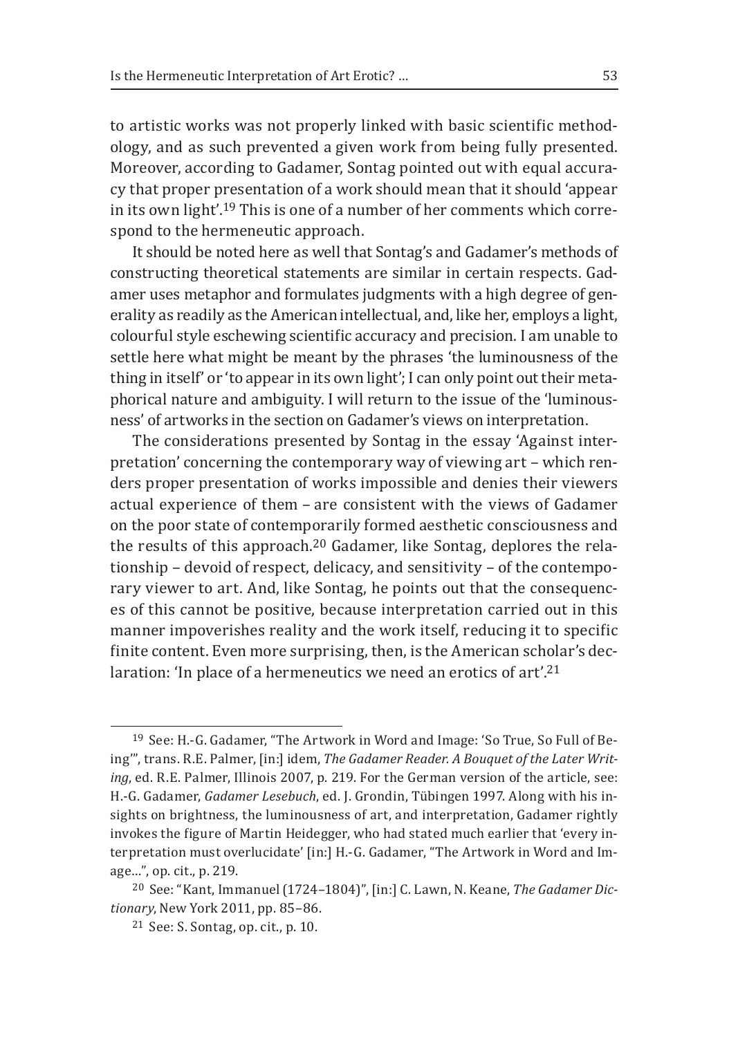to artistic works was not properly linked with basic scientific methodology, and as such prevented a given work from being fully presented. Moreover, according to Gadamer, Sontag pointed out with equal accuracy that proper presentation of a work should mean that it should 'appear in its own light'.[19] This is one of a number of her comments which correspond to the hermeneutic approach.

It should be noted here as well that Sontag's and Gadamer's methods of constructing theoretical statements are similar in certain respects. Gadamer uses metaphor and formulates judgments with a high degree of generality as readily as the American intellectual, and, like her, employs a light, colourful style eschewing scientific accuracy and precision. I am unable to settle here what might be meant by the phrases 'the luminousness of the thing in itself' or 'to appear in its own light'; I can only point out their metaphorical nature and ambiguity. I will return to the issue of the 'luminousness' of artworks in the section on Gadamer's views on interpretation.

The considerations presented by Sontag in the essay 'Against interpretation' concerning the contemporary way of viewing art – which renders proper presentation of works impossible and denies their viewers actual experience of them – are consistent with the views of Gadamer on the poor state of contemporarily formed aesthetic consciousness and the results of this approach.[20] Gadamer, like Sontag, deplores the relationship – devoid of respect, delicacy, and sensitivity – of the contemporary viewer to art. And, like Sontag, he points out that the consequences of this cannot be positive, because interpretation carried out in this manner impoverishes reality and the work itself, reducing it to specific finite content. Even more surprising, then, is the American scholar's declaration: 'In place of a hermeneutics we need an erotics of art'.[21]

---

[19] See: H.-G. Gadamer, "The Artwork in Word and Image: 'So True, So Full of Being'", trans. R.E. Palmer, [in:] idem, *The Gadamer Reader. A Bouquet of the Later Writing*, ed. R.E. Palmer, Illinois 2007, p. 219. For the German version of the article, see: H.-G. Gadamer, *Gadamer Lesebuch*, ed. J. Grondin, Tübingen 1997. Along with his insights on brightness, the luminousness of art, and interpretation, Gadamer rightly invokes the figure of Martin Heidegger, who had stated much earlier that 'every interpretation must overlucidate' [in:] H.-G. Gadamer, "The Artwork in Word and Image...", op. cit., p. 219.

[20] See: "Kant, Immanuel (1724–1804)", [in:] C. Lawn, N. Keane, *The Gadamer Dictionary*, New York 2011, pp. 85–86.

[21] See: S. Sontag, op. cit., p. 10.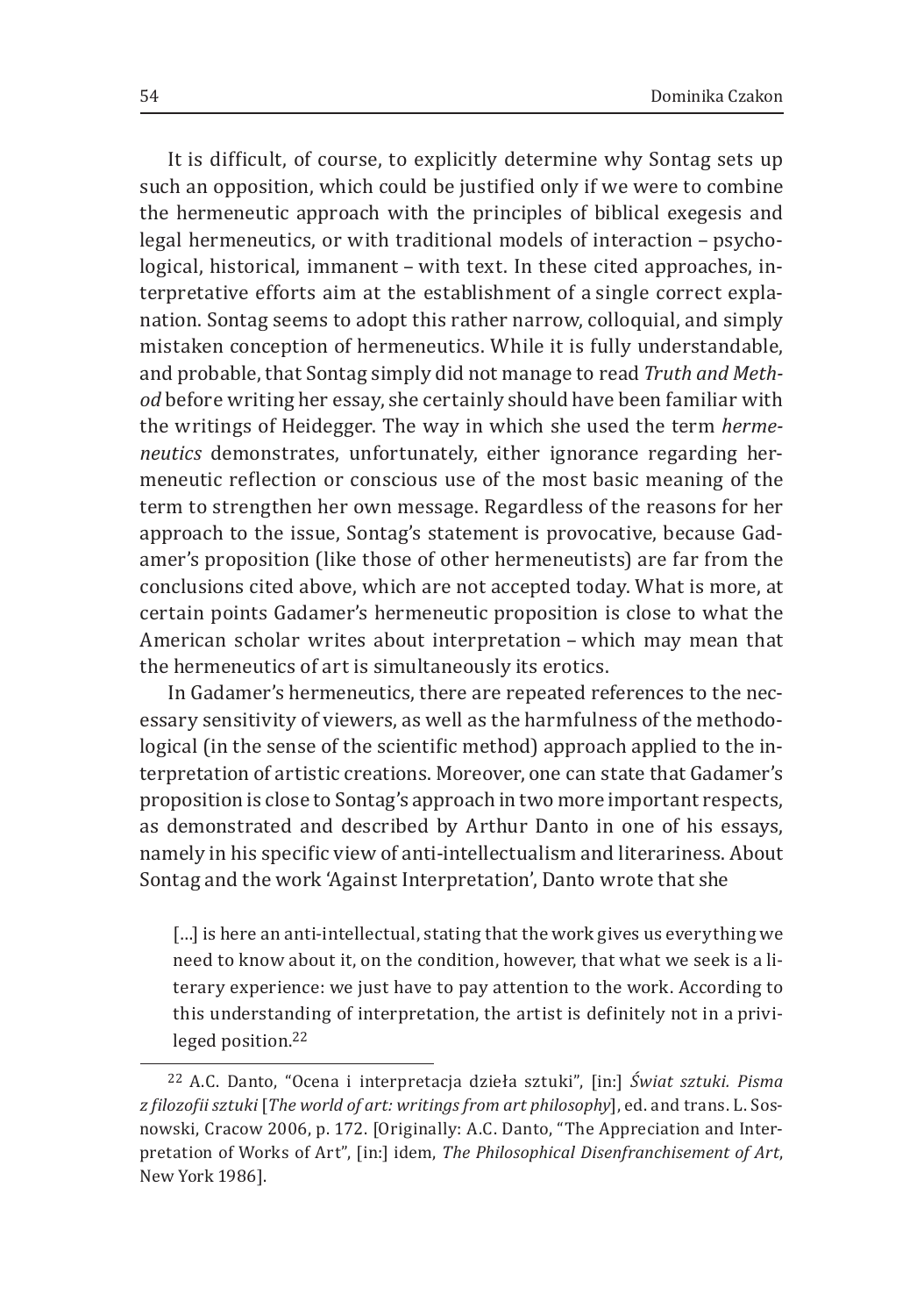It is difficult, of course, to explicitly determine why Sontag sets up such an opposition, which could be justified only if we were to combine the hermeneutic approach with the principles of biblical exegesis and legal hermeneutics, or with traditional models of interaction – psychological, historical, immanent – with text. In these cited approaches, interpretative efforts aim at the establishment of a single correct explanation. Sontag seems to adopt this rather narrow, colloquial, and simply mistaken conception of hermeneutics. While it is fully understandable, and probable, that Sontag simply did not manage to read *Truth and Method* before writing her essay, she certainly should have been familiar with the writings of Heidegger. The way in which she used the term *hermeneutics* demonstrates, unfortunately, either ignorance regarding hermeneutic reflection or conscious use of the most basic meaning of the term to strengthen her own message. Regardless of the reasons for her approach to the issue, Sontag's statement is provocative, because Gadamer's proposition (like those of other hermeneutists) are far from the conclusions cited above, which are not accepted today. What is more, at certain points Gadamer's hermeneutic proposition is close to what the American scholar writes about interpretation – which may mean that the hermeneutics of art is simultaneously its erotics.

In Gadamer's hermeneutics, there are repeated references to the necessary sensitivity of viewers, as well as the harmfulness of the methodological (in the sense of the scientific method) approach applied to the interpretation of artistic creations. Moreover, one can state that Gadamer's proposition is close to Sontag's approach in two more important respects, as demonstrated and described by Arthur Danto in one of his essays, namely in his specific view of anti-intellectualism and literariness. About Sontag and the work 'Against Interpretation', Danto wrote that she

> [...] is here an anti-intellectual, stating that the work gives us everything we need to know about it, on the condition, however, that what we seek is a literary experience: we just have to pay attention to the work. According to this understanding of interpretation, the artist is definitely not in a privileged position.[22]

[22] A.C. Danto, "Ocena i interpretacja dzieła sztuki", [in:] *Świat sztuki. Pisma z filozofii sztuki* [*The world of art: writings from art philosophy*], ed. and trans. L. Sosnowski, Cracow 2006, p. 172. [Originally: A.C. Danto, "The Appreciation and Interpretation of Works of Art", [in:] idem, *The Philosophical Disenfranchisement of Art*, New York 1986].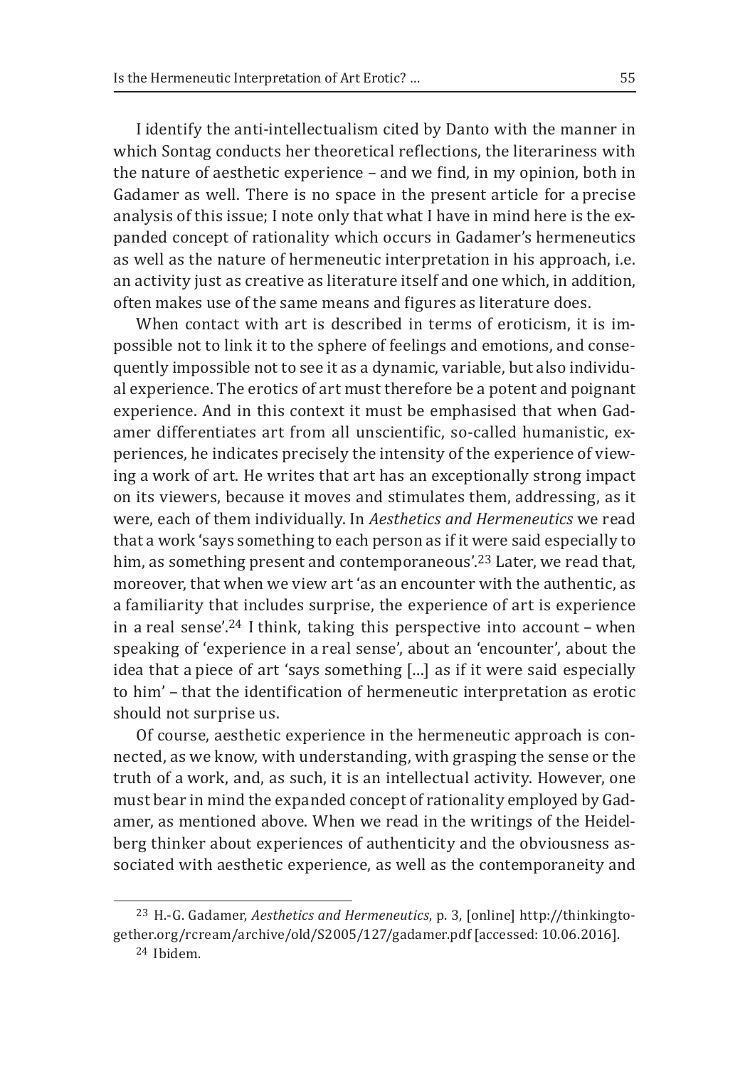I identify the anti-intellectualism cited by Danto with the manner in which Sontag conducts her theoretical reflections, the literariness with the nature of aesthetic experience – and we find, in my opinion, both in Gadamer as well. There is no space in the present article for a precise analysis of this issue; I note only that what I have in mind here is the expanded concept of rationality which occurs in Gadamer's hermeneutics as well as the nature of hermeneutic interpretation in his approach, i.e. an activity just as creative as literature itself and one which, in addition, often makes use of the same means and figures as literature does.

When contact with art is described in terms of eroticism, it is impossible not to link it to the sphere of feelings and emotions, and consequently impossible not to see it as a dynamic, variable, but also individual experience. The erotics of art must therefore be a potent and poignant experience. And in this context it must be emphasised that when Gadamer differentiates art from all unscientific, so-called humanistic, experiences, he indicates precisely the intensity of the experience of viewing a work of art. He writes that art has an exceptionally strong impact on its viewers, because it moves and stimulates them, addressing, as it were, each of them individually. In *Aesthetics and Hermeneutics* we read that a work 'says something to each person as if it were said especially to him, as something present and contemporaneous'.[23] Later, we read that, moreover, that when we view art 'as an encounter with the authentic, as a familiarity that includes surprise, the experience of art is experience in a real sense'.[24] I think, taking this perspective into account – when speaking of 'experience in a real sense', about an 'encounter', about the idea that a piece of art 'says something […] as if it were said especially to him' – that the identification of hermeneutic interpretation as erotic should not surprise us.

Of course, aesthetic experience in the hermeneutic approach is connected, as we know, with understanding, with grasping the sense or the truth of a work, and, as such, it is an intellectual activity. However, one must bear in mind the expanded concept of rationality employed by Gadamer, as mentioned above. When we read in the writings of the Heidelberg thinker about experiences of authenticity and the obviousness associated with aesthetic experience, as well as the contemporaneity and

---

[23] H.-G. Gadamer, *Aesthetics and Hermeneutics*, p. 3, [online] http://thinkingtogether.org/rcream/archive/old/S2005/127/gadamer.pdf [accessed: 10.06.2016].

[24] Ibidem.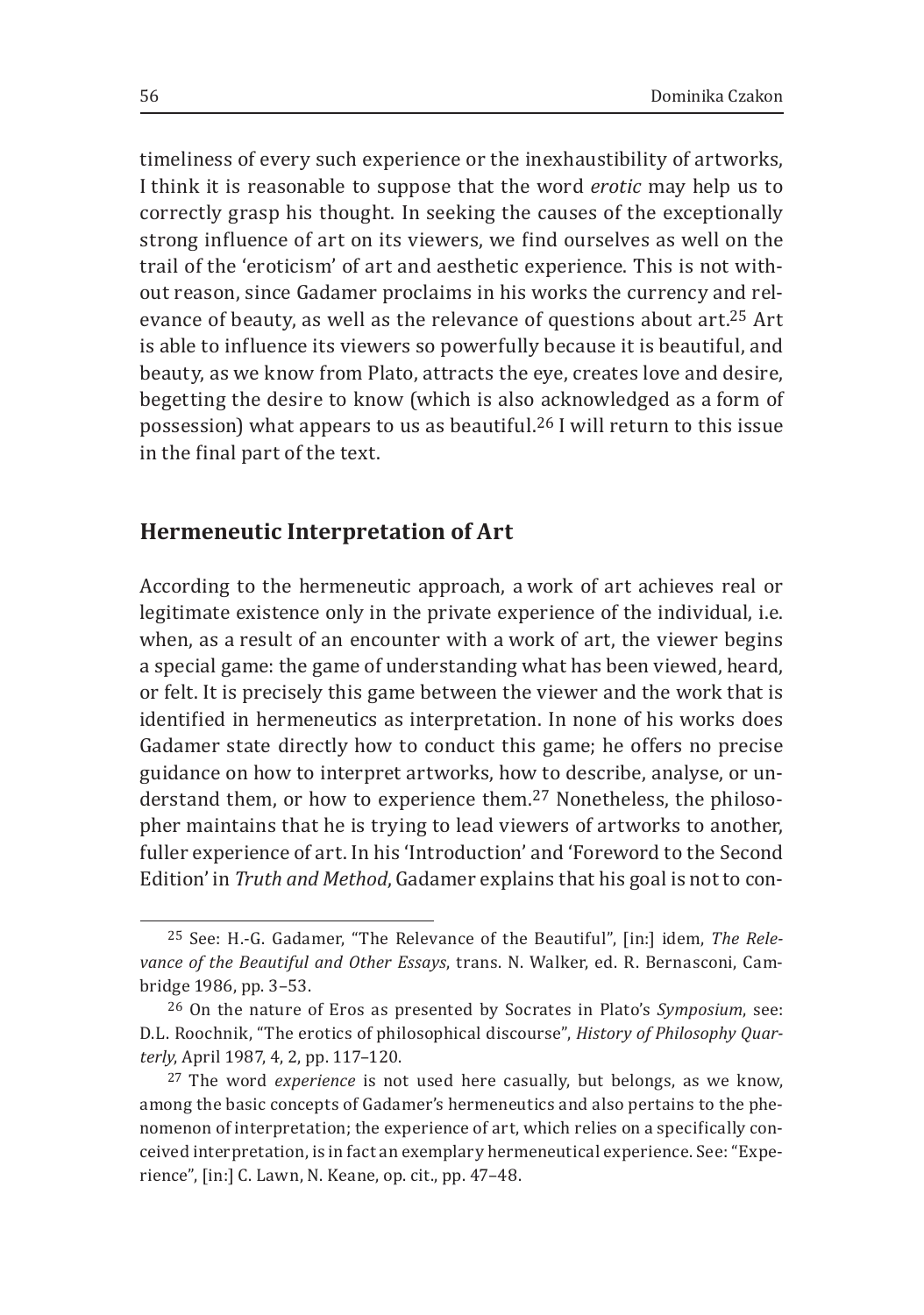timeliness of every such experience or the inexhaustibility of artworks, I think it is reasonable to suppose that the word *erotic* may help us to correctly grasp his thought. In seeking the causes of the exceptionally strong influence of art on its viewers, we find ourselves as well on the trail of the 'eroticism' of art and aesthetic experience. This is not without reason, since Gadamer proclaims in his works the currency and relevance of beauty, as well as the relevance of questions about art.[25] Art is able to influence its viewers so powerfully because it is beautiful, and beauty, as we know from Plato, attracts the eye, creates love and desire, begetting the desire to know (which is also acknowledged as a form of possession) what appears to us as beautiful.[26] I will return to this issue in the final part of the text.

## Hermeneutic Interpretation of Art

According to the hermeneutic approach, a work of art achieves real or legitimate existence only in the private experience of the individual, i.e. when, as a result of an encounter with a work of art, the viewer begins a special game: the game of understanding what has been viewed, heard, or felt. It is precisely this game between the viewer and the work that is identified in hermeneutics as interpretation. In none of his works does Gadamer state directly how to conduct this game; he offers no precise guidance on how to interpret artworks, how to describe, analyse, or understand them, or how to experience them.[27] Nonetheless, the philosopher maintains that he is trying to lead viewers of artworks to another, fuller experience of art. In his 'Introduction' and 'Foreword to the Second Edition' in *Truth and Method*, Gadamer explains that his goal is not to con-

---

[25] See: H.-G. Gadamer, "The Relevance of the Beautiful", [in:] idem, *The Relevance of the Beautiful and Other Essays*, trans. N. Walker, ed. R. Bernasconi, Cambridge 1986, pp. 3–53.

[26] On the nature of Eros as presented by Socrates in Plato's *Symposium*, see: D.L. Roochnik, "The erotics of philosophical discourse", *History of Philosophy Quarterly*, April 1987, 4, 2, pp. 117–120.

[27] The word *experience* is not used here casually, but belongs, as we know, among the basic concepts of Gadamer's hermeneutics and also pertains to the phenomenon of interpretation; the experience of art, which relies on a specifically conceived interpretation, is in fact an exemplary hermeneutical experience. See: "Experience", [in:] C. Lawn, N. Keane, op. cit., pp. 47–48.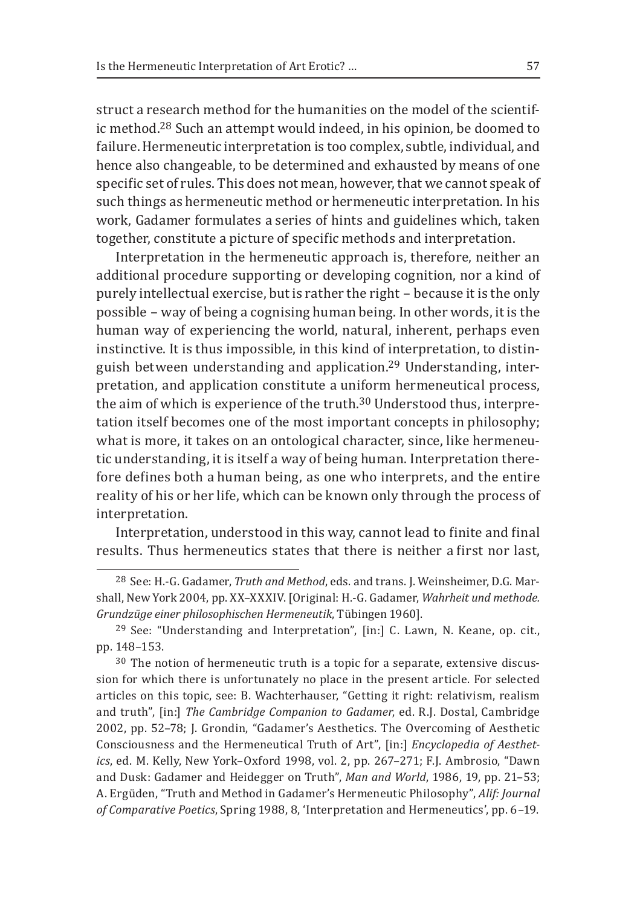struct a research method for the humanities on the model of the scientific method.[28] Such an attempt would indeed, in his opinion, be doomed to failure. Hermeneutic interpretation is too complex, subtle, individual, and hence also changeable, to be determined and exhausted by means of one specific set of rules. This does not mean, however, that we cannot speak of such things as hermeneutic method or hermeneutic interpretation. In his work, Gadamer formulates a series of hints and guidelines which, taken together, constitute a picture of specific methods and interpretation.

Interpretation in the hermeneutic approach is, therefore, neither an additional procedure supporting or developing cognition, nor a kind of purely intellectual exercise, but is rather the right – because it is the only possible – way of being a cognising human being. In other words, it is the human way of experiencing the world, natural, inherent, perhaps even instinctive. It is thus impossible, in this kind of interpretation, to distinguish between understanding and application.[29] Understanding, interpretation, and application constitute a uniform hermeneutical process, the aim of which is experience of the truth.[30] Understood thus, interpretation itself becomes one of the most important concepts in philosophy; what is more, it takes on an ontological character, since, like hermeneutic understanding, it is itself a way of being human. Interpretation therefore defines both a human being, as one who interprets, and the entire reality of his or her life, which can be known only through the process of interpretation.

Interpretation, understood in this way, cannot lead to finite and final results. Thus hermeneutics states that there is neither a first nor last,

---

[28] See: H.-G. Gadamer, *Truth and Method*, eds. and trans. J. Weinsheimer, D.G. Marshall, New York 2004, pp. XX–XXXIV. [Original: H.-G. Gadamer, *Wahrheit und methode. Grundzüge einer philosophischen Hermeneutik*, Tübingen 1960].

[29] See: "Understanding and Interpretation", [in:] C. Lawn, N. Keane, op. cit., pp. 148–153.

[30] The notion of hermeneutic truth is a topic for a separate, extensive discussion for which there is unfortunately no place in the present article. For selected articles on this topic, see: B. Wachterhauser, "Getting it right: relativism, realism and truth", [in:] *The Cambridge Companion to Gadamer*, ed. R.J. Dostal, Cambridge 2002, pp. 52–78; J. Grondin, "Gadamer's Aesthetics. The Overcoming of Aesthetic Consciousness and the Hermeneutical Truth of Art", [in:] *Encyclopedia of Aesthetics*, ed. M. Kelly, New York–Oxford 1998, vol. 2, pp. 267–271; F.J. Ambrosio, "Dawn and Dusk: Gadamer and Heidegger on Truth", *Man and World*, 1986, 19, pp. 21–53; A. Ergüden, "Truth and Method in Gadamer's Hermeneutic Philosophy", *Alif: Journal of Comparative Poetics*, Spring 1988, 8, 'Interpretation and Hermeneutics', pp. 6–19.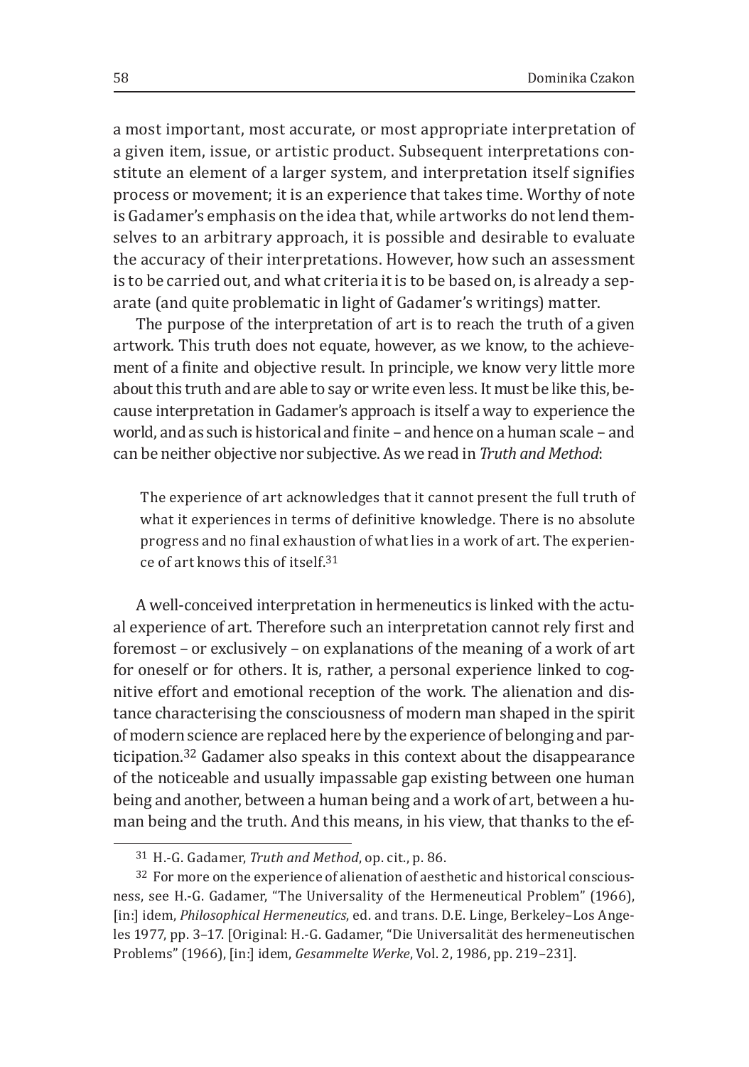a most important, most accurate, or most appropriate interpretation of a given item, issue, or artistic product. Subsequent interpretations constitute an element of a larger system, and interpretation itself signifies process or movement; it is an experience that takes time. Worthy of note is Gadamer's emphasis on the idea that, while artworks do not lend themselves to an arbitrary approach, it is possible and desirable to evaluate the accuracy of their interpretations. However, how such an assessment is to be carried out, and what criteria it is to be based on, is already a separate (and quite problematic in light of Gadamer's writings) matter.

The purpose of the interpretation of art is to reach the truth of a given artwork. This truth does not equate, however, as we know, to the achievement of a finite and objective result. In principle, we know very little more about this truth and are able to say or write even less. It must be like this, because interpretation in Gadamer's approach is itself a way to experience the world, and as such is historical and finite – and hence on a human scale – and can be neither objective nor subjective. As we read in *Truth and Method*:

> The experience of art acknowledges that it cannot present the full truth of what it experiences in terms of definitive knowledge. There is no absolute progress and no final exhaustion of what lies in a work of art. The experience of art knows this of itself.[31]

A well-conceived interpretation in hermeneutics is linked with the actual experience of art. Therefore such an interpretation cannot rely first and foremost – or exclusively – on explanations of the meaning of a work of art for oneself or for others. It is, rather, a personal experience linked to cognitive effort and emotional reception of the work. The alienation and distance characterising the consciousness of modern man shaped in the spirit of modern science are replaced here by the experience of belonging and participation.[32] Gadamer also speaks in this context about the disappearance of the noticeable and usually impassable gap existing between one human being and another, between a human being and a work of art, between a human being and the truth. And this means, in his view, that thanks to the ef-

[31] H.-G. Gadamer, *Truth and Method*, op. cit., p. 86.

[32] For more on the experience of alienation of aesthetic and historical consciousness, see H.-G. Gadamer, "The Universality of the Hermeneutical Problem" (1966), [in:] idem, *Philosophical Hermeneutics*, ed. and trans. D.E. Linge, Berkeley–Los Angeles 1977, pp. 3–17. [Original: H.-G. Gadamer, "Die Universalität des hermeneutischen Problems" (1966), [in:] idem, *Gesammelte Werke*, Vol. 2, 1986, pp. 219–231].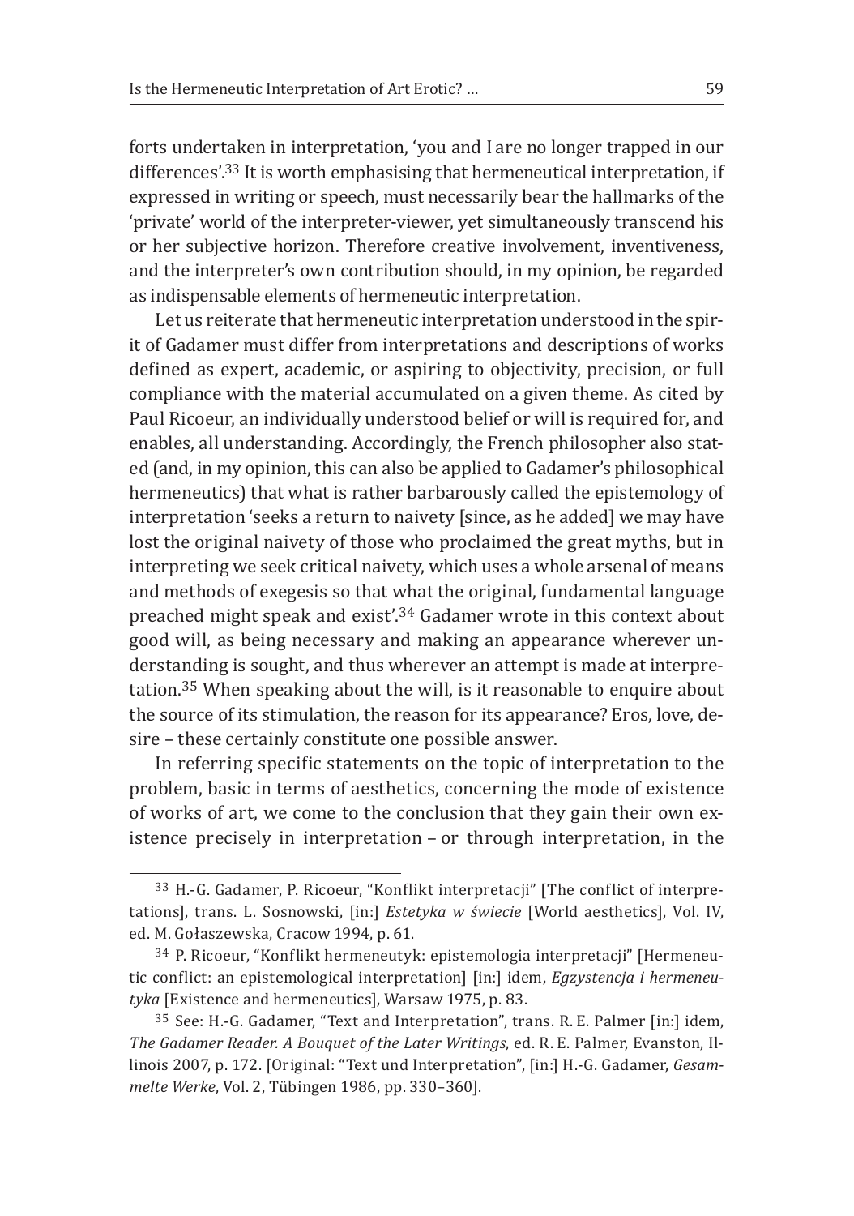forts undertaken in interpretation, 'you and I are no longer trapped in our differences'.[33] It is worth emphasising that hermeneutical interpretation, if expressed in writing or speech, must necessarily bear the hallmarks of the 'private' world of the interpreter-viewer, yet simultaneously transcend his or her subjective horizon. Therefore creative involvement, inventiveness, and the interpreter's own contribution should, in my opinion, be regarded as indispensable elements of hermeneutic interpretation.

Let us reiterate that hermeneutic interpretation understood in the spirit of Gadamer must differ from interpretations and descriptions of works defined as expert, academic, or aspiring to objectivity, precision, or full compliance with the material accumulated on a given theme. As cited by Paul Ricoeur, an individually understood belief or will is required for, and enables, all understanding. Accordingly, the French philosopher also stated (and, in my opinion, this can also be applied to Gadamer's philosophical hermeneutics) that what is rather barbarously called the epistemology of interpretation 'seeks a return to naivety [since, as he added] we may have lost the original naivety of those who proclaimed the great myths, but in interpreting we seek critical naivety, which uses a whole arsenal of means and methods of exegesis so that what the original, fundamental language preached might speak and exist'.[34] Gadamer wrote in this context about good will, as being necessary and making an appearance wherever understanding is sought, and thus wherever an attempt is made at interpretation.[35] When speaking about the will, is it reasonable to enquire about the source of its stimulation, the reason for its appearance? Eros, love, desire – these certainly constitute one possible answer.

In referring specific statements on the topic of interpretation to the problem, basic in terms of aesthetics, concerning the mode of existence of works of art, we come to the conclusion that they gain their own existence precisely in interpretation – or through interpretation, in the

[33] H.-G. Gadamer, P. Ricoeur, "Konflikt interpretacji" [The conflict of interpretations], trans. L. Sosnowski, [in:] *Estetyka w świecie* [World aesthetics], Vol. IV, ed. M. Gołaszewska, Cracow 1994, p. 61.

[34] P. Ricoeur, "Konflikt hermeneutyk: epistemologia interpretacji" [Hermeneutic conflict: an epistemological interpretation] [in:] idem, *Egzystencja i hermeneutyka* [Existence and hermeneutics], Warsaw 1975, p. 83.

[35] See: H.-G. Gadamer, "Text and Interpretation", trans. R. E. Palmer [in:] idem, *The Gadamer Reader. A Bouquet of the Later Writings*, ed. R. E. Palmer, Evanston, Illinois 2007, p. 172. [Original: "Text und Interpretation", [in:] H.-G. Gadamer, *Gesammelte Werke*, Vol. 2, Tübingen 1986, pp. 330–360].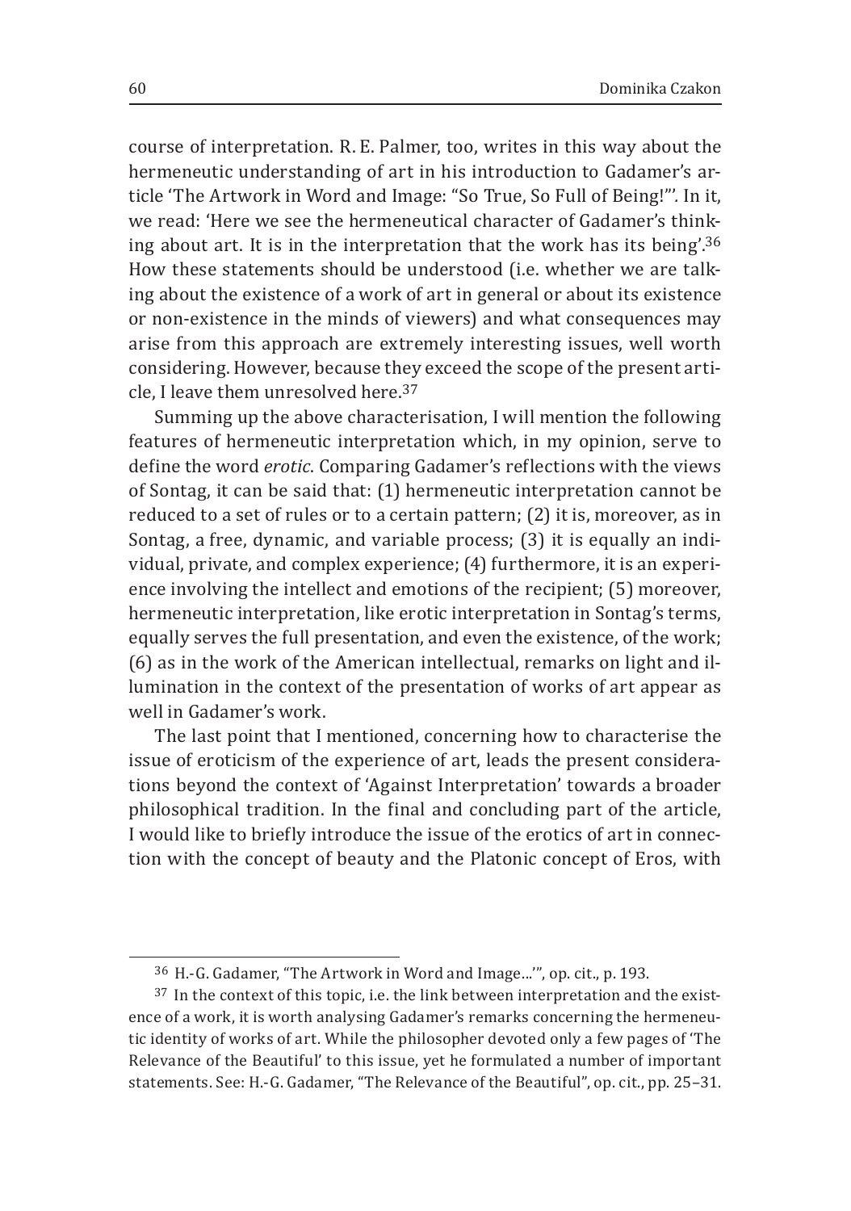course of interpretation. R. E. Palmer, too, writes in this way about the hermeneutic understanding of art in his introduction to Gadamer's article 'The Artwork in Word and Image: "So True, So Full of Being!"'. In it, we read: 'Here we see the hermeneutical character of Gadamer's thinking about art. It is in the interpretation that the work has its being'.[36] How these statements should be understood (i.e. whether we are talking about the existence of a work of art in general or about its existence or non-existence in the minds of viewers) and what consequences may arise from this approach are extremely interesting issues, well worth considering. However, because they exceed the scope of the present article, I leave them unresolved here.[37]

Summing up the above characterisation, I will mention the following features of hermeneutic interpretation which, in my opinion, serve to define the word *erotic*. Comparing Gadamer's reflections with the views of Sontag, it can be said that: (1) hermeneutic interpretation cannot be reduced to a set of rules or to a certain pattern; (2) it is, moreover, as in Sontag, a free, dynamic, and variable process; (3) it is equally an individual, private, and complex experience; (4) furthermore, it is an experience involving the intellect and emotions of the recipient; (5) moreover, hermeneutic interpretation, like erotic interpretation in Sontag's terms, equally serves the full presentation, and even the existence, of the work; (6) as in the work of the American intellectual, remarks on light and illumination in the context of the presentation of works of art appear as well in Gadamer's work.

The last point that I mentioned, concerning how to characterise the issue of eroticism of the experience of art, leads the present considerations beyond the context of 'Against Interpretation' towards a broader philosophical tradition. In the final and concluding part of the article, I would like to briefly introduce the issue of the erotics of art in connection with the concept of beauty and the Platonic concept of Eros, with

---

[36] H.-G. Gadamer, "The Artwork in Word and Image...'", op. cit., p. 193.

[37] In the context of this topic, i.e. the link between interpretation and the existence of a work, it is worth analysing Gadamer's remarks concerning the hermeneutic identity of works of art. While the philosopher devoted only a few pages of 'The Relevance of the Beautiful' to this issue, yet he formulated a number of important statements. See: H.-G. Gadamer, "The Relevance of the Beautiful", op. cit., pp. 25–31.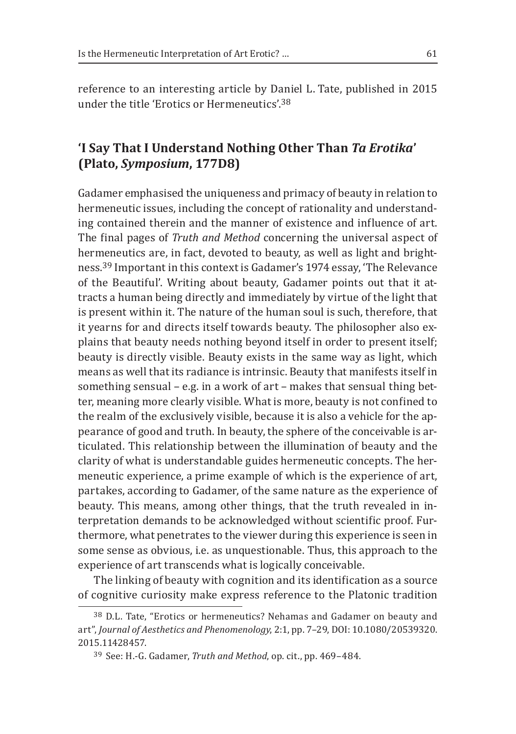reference to an interesting article by Daniel L. Tate, published in 2015 under the title 'Erotics or Hermeneutics'.[38]

## 'I Say That I Understand Nothing Other Than *Ta Erotika*' (Plato, *Symposium*, 177D8)

Gadamer emphasised the uniqueness and primacy of beauty in relation to hermeneutic issues, including the concept of rationality and understanding contained therein and the manner of existence and influence of art. The final pages of *Truth and Method* concerning the universal aspect of hermeneutics are, in fact, devoted to beauty, as well as light and brightness.[39] Important in this context is Gadamer's 1974 essay, 'The Relevance of the Beautiful'. Writing about beauty, Gadamer points out that it attracts a human being directly and immediately by virtue of the light that is present within it. The nature of the human soul is such, therefore, that it yearns for and directs itself towards beauty. The philosopher also explains that beauty needs nothing beyond itself in order to present itself; beauty is directly visible. Beauty exists in the same way as light, which means as well that its radiance is intrinsic. Beauty that manifests itself in something sensual – e.g. in a work of art – makes that sensual thing better, meaning more clearly visible. What is more, beauty is not confined to the realm of the exclusively visible, because it is also a vehicle for the appearance of good and truth. In beauty, the sphere of the conceivable is articulated. This relationship between the illumination of beauty and the clarity of what is understandable guides hermeneutic concepts. The hermeneutic experience, a prime example of which is the experience of art, partakes, according to Gadamer, of the same nature as the experience of beauty. This means, among other things, that the truth revealed in interpretation demands to be acknowledged without scientific proof. Furthermore, what penetrates to the viewer during this experience is seen in some sense as obvious, i.e. as unquestionable. Thus, this approach to the experience of art transcends what is logically conceivable.

The linking of beauty with cognition and its identification as a source of cognitive curiosity make express reference to the Platonic tradition

---

[38] D.L. Tate, "Erotics or hermeneutics? Nehamas and Gadamer on beauty and art", *Journal of Aesthetics and Phenomenology*, 2:1, pp. 7–29, DOI: 10.1080/20539320.2015.11428457.

[39] See: H.-G. Gadamer, *Truth and Method*, op. cit., pp. 469–484.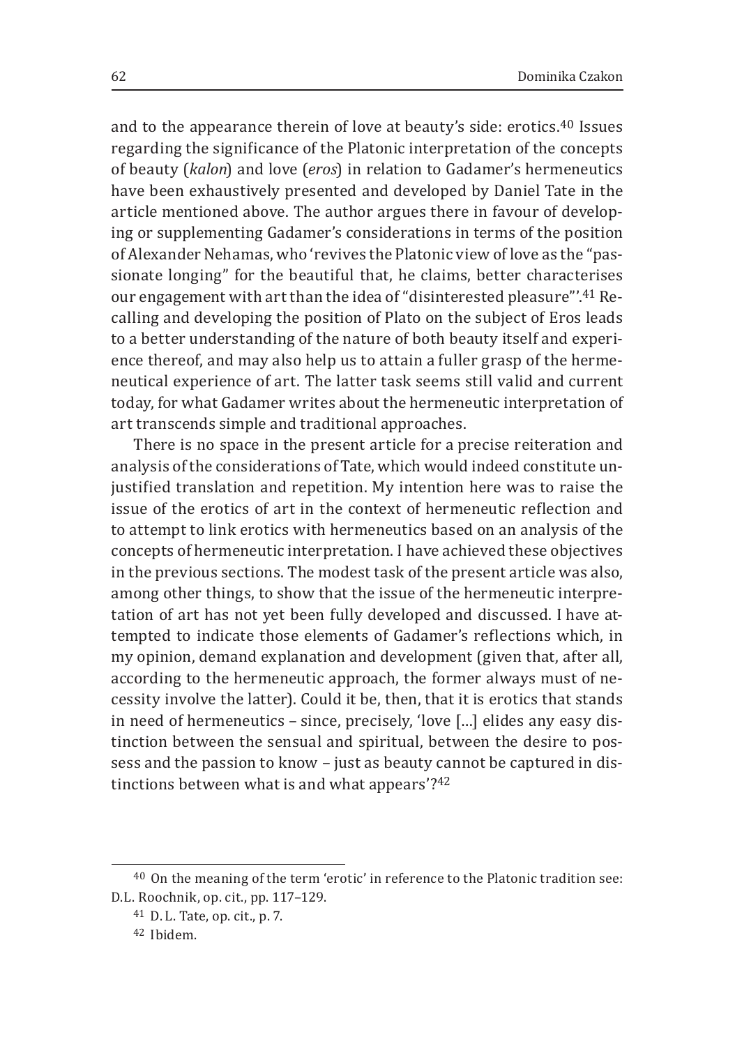and to the appearance therein of love at beauty's side: erotics.[40] Issues regarding the significance of the Platonic interpretation of the concepts of beauty (*kalon*) and love (*eros*) in relation to Gadamer's hermeneutics have been exhaustively presented and developed by Daniel Tate in the article mentioned above. The author argues there in favour of developing or supplementing Gadamer's considerations in terms of the position of Alexander Nehamas, who 'revives the Platonic view of love as the "passionate longing" for the beautiful that, he claims, better characterises our engagement with art than the idea of "disinterested pleasure"'.[41] Recalling and developing the position of Plato on the subject of Eros leads to a better understanding of the nature of both beauty itself and experience thereof, and may also help us to attain a fuller grasp of the hermeneutical experience of art. The latter task seems still valid and current today, for what Gadamer writes about the hermeneutic interpretation of art transcends simple and traditional approaches.

There is no space in the present article for a precise reiteration and analysis of the considerations of Tate, which would indeed constitute unjustified translation and repetition. My intention here was to raise the issue of the erotics of art in the context of hermeneutic reflection and to attempt to link erotics with hermeneutics based on an analysis of the concepts of hermeneutic interpretation. I have achieved these objectives in the previous sections. The modest task of the present article was also, among other things, to show that the issue of the hermeneutic interpretation of art has not yet been fully developed and discussed. I have attempted to indicate those elements of Gadamer's reflections which, in my opinion, demand explanation and development (given that, after all, according to the hermeneutic approach, the former always must of necessity involve the latter). Could it be, then, that it is erotics that stands in need of hermeneutics – since, precisely, 'love [...] elides any easy distinction between the sensual and spiritual, between the desire to possess and the passion to know – just as beauty cannot be captured in distinctions between what is and what appears'?[42]

---

[40] On the meaning of the term 'erotic' in reference to the Platonic tradition see: D.L. Roochnik, op. cit., pp. 117–129.

[41] D. L. Tate, op. cit., p. 7.

[42] Ibidem.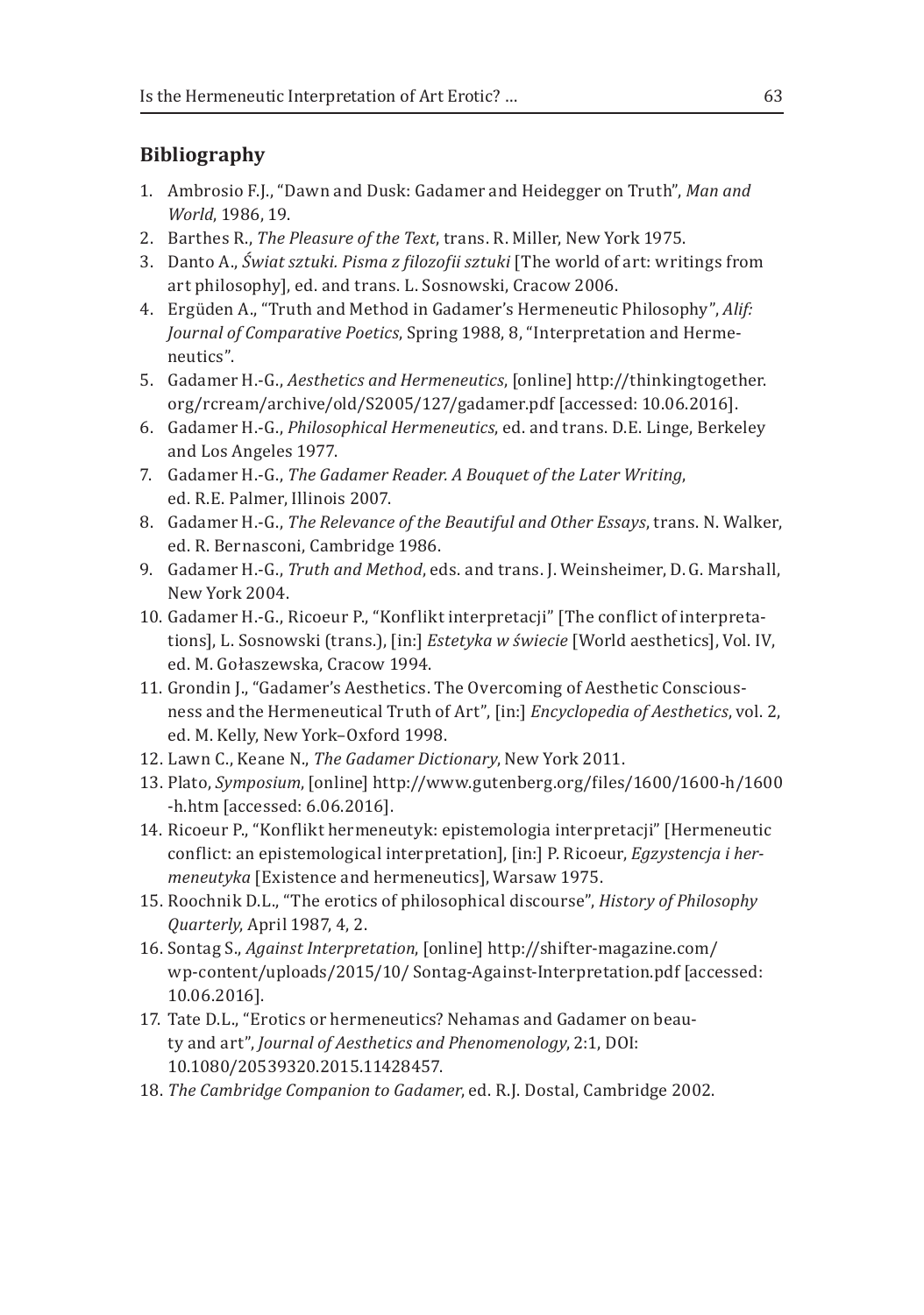## Bibliography

1. Ambrosio F.J., "Dawn and Dusk: Gadamer and Heidegger on Truth", *Man and World*, 1986, 19.
2. Barthes R., *The Pleasure of the Text*, trans. R. Miller, New York 1975.
3. Danto A., *Świat sztuki. Pisma z filozofii sztuki* [The world of art: writings from art philosophy], ed. and trans. L. Sosnowski, Cracow 2006.
4. Ergüden A., "Truth and Method in Gadamer's Hermeneutic Philosophy", *Alif: Journal of Comparative Poetics*, Spring 1988, 8, "Interpretation and Hermeneutics".
5. Gadamer H.-G., *Aesthetics and Hermeneutics*, [online] http://thinkingtogether.org/rcream/archive/old/S2005/127/gadamer.pdf [accessed: 10.06.2016].
6. Gadamer H.-G., *Philosophical Hermeneutics*, ed. and trans. D.E. Linge, Berkeley and Los Angeles 1977.
7. Gadamer H.-G., *The Gadamer Reader. A Bouquet of the Later Writing*, ed. R.E. Palmer, Illinois 2007.
8. Gadamer H.-G., *The Relevance of the Beautiful and Other Essays*, trans. N. Walker, ed. R. Bernasconi, Cambridge 1986.
9. Gadamer H.-G., *Truth and Method*, eds. and trans. J. Weinsheimer, D.G. Marshall, New York 2004.
10. Gadamer H.-G., Ricoeur P., "Konflikt interpretacji" [The conflict of interpretations], L. Sosnowski (trans.), [in:] *Estetyka w świecie* [World aesthetics], Vol. IV, ed. M. Gołaszewska, Cracow 1994.
11. Grondin J., "Gadamer's Aesthetics. The Overcoming of Aesthetic Consciousness and the Hermeneutical Truth of Art", [in:] *Encyclopedia of Aesthetics*, vol. 2, ed. M. Kelly, New York–Oxford 1998.
12. Lawn C., Keane N., *The Gadamer Dictionary*, New York 2011.
13. Plato, *Symposium*, [online] http://www.gutenberg.org/files/1600/1600-h/1600-h.htm [accessed: 6.06.2016].
14. Ricoeur P., "Konflikt hermeneutyk: epistemologia interpretacji" [Hermeneutic conflict: an epistemological interpretation], [in:] P. Ricoeur, *Egzystencja i hermeneutyka* [Existence and hermeneutics], Warsaw 1975.
15. Roochnik D.L., "The erotics of philosophical discourse", *History of Philosophy Quarterly*, April 1987, 4, 2.
16. Sontag S., *Against Interpretation*, [online] http://shifter-magazine.com/wp-content/uploads/2015/10/ Sontag-Against-Interpretation.pdf [accessed: 10.06.2016].
17. Tate D.L., "Erotics or hermeneutics? Nehamas and Gadamer on beauty and art", *Journal of Aesthetics and Phenomenology*, 2:1, DOI: 10.1080/20539320.2015.11428457.
18. *The Cambridge Companion to Gadamer*, ed. R.J. Dostal, Cambridge 2002.